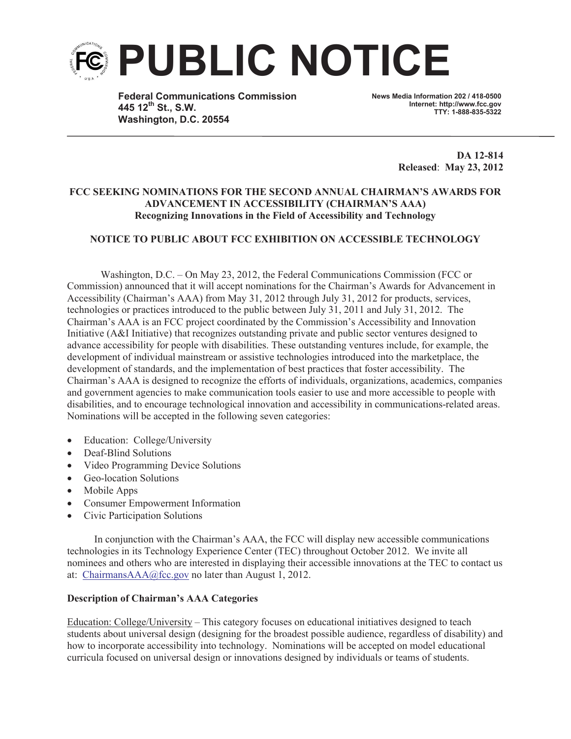// PUBLIC NOTICE

**Federal Communications Commission**
**445 12th St., S.W.**
**Washington, D.C. 20554**

**News Media Information 202 / 418-0500**
**Internet: http://www.fcc.gov**
**TTY: 1-888-835-5322**

**DA 12-814**
**Released: May 23, 2012**

**FCC SEEKING NOMINATIONS FOR THE SECOND ANNUAL CHAIRMAN'S AWARDS FOR ADVANCEMENT IN ACCESSIBILITY (CHAIRMAN'S AAA)**
**Recognizing Innovations in the Field of Accessibility and Technology**

**NOTICE TO PUBLIC ABOUT FCC EXHIBITION ON ACCESSIBLE TECHNOLOGY**

Washington, D.C. – On May 23, 2012, the Federal Communications Commission (FCC or Commission) announced that it will accept nominations for the Chairman's Awards for Advancement in Accessibility (Chairman's AAA) from May 31, 2012 through July 31, 2012 for products, services, technologies or practices introduced to the public between July 31, 2011 and July 31, 2012. The Chairman's AAA is an FCC project coordinated by the Commission's Accessibility and Innovation Initiative (A&I Initiative) that recognizes outstanding private and public sector ventures designed to advance accessibility for people with disabilities. These outstanding ventures include, for example, the development of individual mainstream or assistive technologies introduced into the marketplace, the development of standards, and the implementation of best practices that foster accessibility. The Chairman's AAA is designed to recognize the efforts of individuals, organizations, academics, companies and government agencies to make communication tools easier to use and more accessible to people with disabilities, and to encourage technological innovation and accessibility in communications-related areas. Nominations will be accepted in the following seven categories:

- Education: College/University
- Deaf-Blind Solutions
- Video Programming Device Solutions
- Geo-location Solutions
- Mobile Apps
- Consumer Empowerment Information
- Civic Participation Solutions

In conjunction with the Chairman's AAA, the FCC will display new accessible communications technologies in its Technology Experience Center (TEC) throughout October 2012. We invite all nominees and others who are interested in displaying their accessible innovations at the TEC to contact us at: ChairmansAAA@fcc.gov no later than August 1, 2012.

**Description of Chairman's AAA Categories**

Education: College/University – This category focuses on educational initiatives designed to teach students about universal design (designing for the broadest possible audience, regardless of disability) and how to incorporate accessibility into technology. Nominations will be accepted on model educational curricula focused on universal design or innovations designed by individuals or teams of students.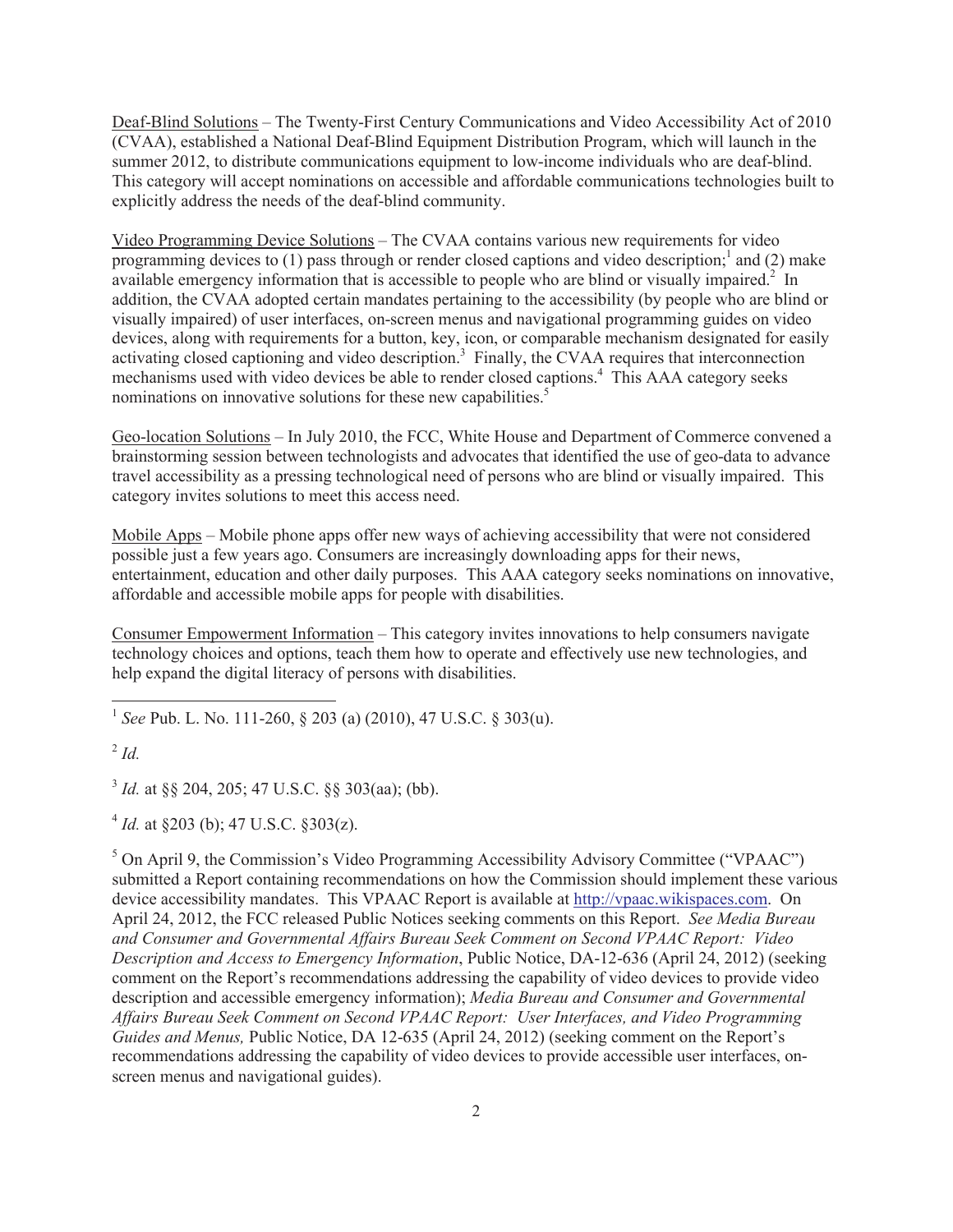<u>Deaf-Blind Solutions</u> – The Twenty-First Century Communications and Video Accessibility Act of 2010 (CVAA), established a National Deaf-Blind Equipment Distribution Program, which will launch in the summer 2012, to distribute communications equipment to low-income individuals who are deaf-blind. This category will accept nominations on accessible and affordable communications technologies built to explicitly address the needs of the deaf-blind community.

<u>Video Programming Device Solutions</u> – The CVAA contains various new requirements for video programming devices to (1) pass through or render closed captions and video description;[1] and (2) make available emergency information that is accessible to people who are blind or visually impaired.[2] In addition, the CVAA adopted certain mandates pertaining to the accessibility (by people who are blind or visually impaired) of user interfaces, on-screen menus and navigational programming guides on video devices, along with requirements for a button, key, icon, or comparable mechanism designated for easily activating closed captioning and video description.[3] Finally, the CVAA requires that interconnection mechanisms used with video devices be able to render closed captions.[4] This AAA category seeks nominations on innovative solutions for these new capabilities.[5]

<u>Geo-location Solutions</u> – In July 2010, the FCC, White House and Department of Commerce convened a brainstorming session between technologists and advocates that identified the use of geo-data to advance travel accessibility as a pressing technological need of persons who are blind or visually impaired. This category invites solutions to meet this access need.

<u>Mobile Apps</u> – Mobile phone apps offer new ways of achieving accessibility that were not considered possible just a few years ago. Consumers are increasingly downloading apps for their news, entertainment, education and other daily purposes. This AAA category seeks nominations on innovative, affordable and accessible mobile apps for people with disabilities.

<u>Consumer Empowerment Information</u> – This category invites innovations to help consumers navigate technology choices and options, teach them how to operate and effectively use new technologies, and help expand the digital literacy of persons with disabilities.

---

[1] *See* Pub. L. No. 111-260, § 203 (a) (2010), 47 U.S.C. § 303(u).

[2] *Id.*

[3] *Id.* at §§ 204, 205; 47 U.S.C. §§ 303(aa); (bb).

[4] *Id.* at §203 (b); 47 U.S.C. §303(z).

[5] On April 9, the Commission's Video Programming Accessibility Advisory Committee ("VPAAC") submitted a Report containing recommendations on how the Commission should implement these various device accessibility mandates. This VPAAC Report is available at http://vpaac.wikispaces.com. On April 24, 2012, the FCC released Public Notices seeking comments on this Report. *See Media Bureau and Consumer and Governmental Affairs Bureau Seek Comment on Second VPAAC Report: Video Description and Access to Emergency Information*, Public Notice, DA-12-636 (April 24, 2012) (seeking comment on the Report's recommendations addressing the capability of video devices to provide video description and accessible emergency information); *Media Bureau and Consumer and Governmental Affairs Bureau Seek Comment on Second VPAAC Report: User Interfaces, and Video Programming Guides and Menus,* Public Notice, DA 12-635 (April 24, 2012) (seeking comment on the Report's recommendations addressing the capability of video devices to provide accessible user interfaces, on-screen menus and navigational guides).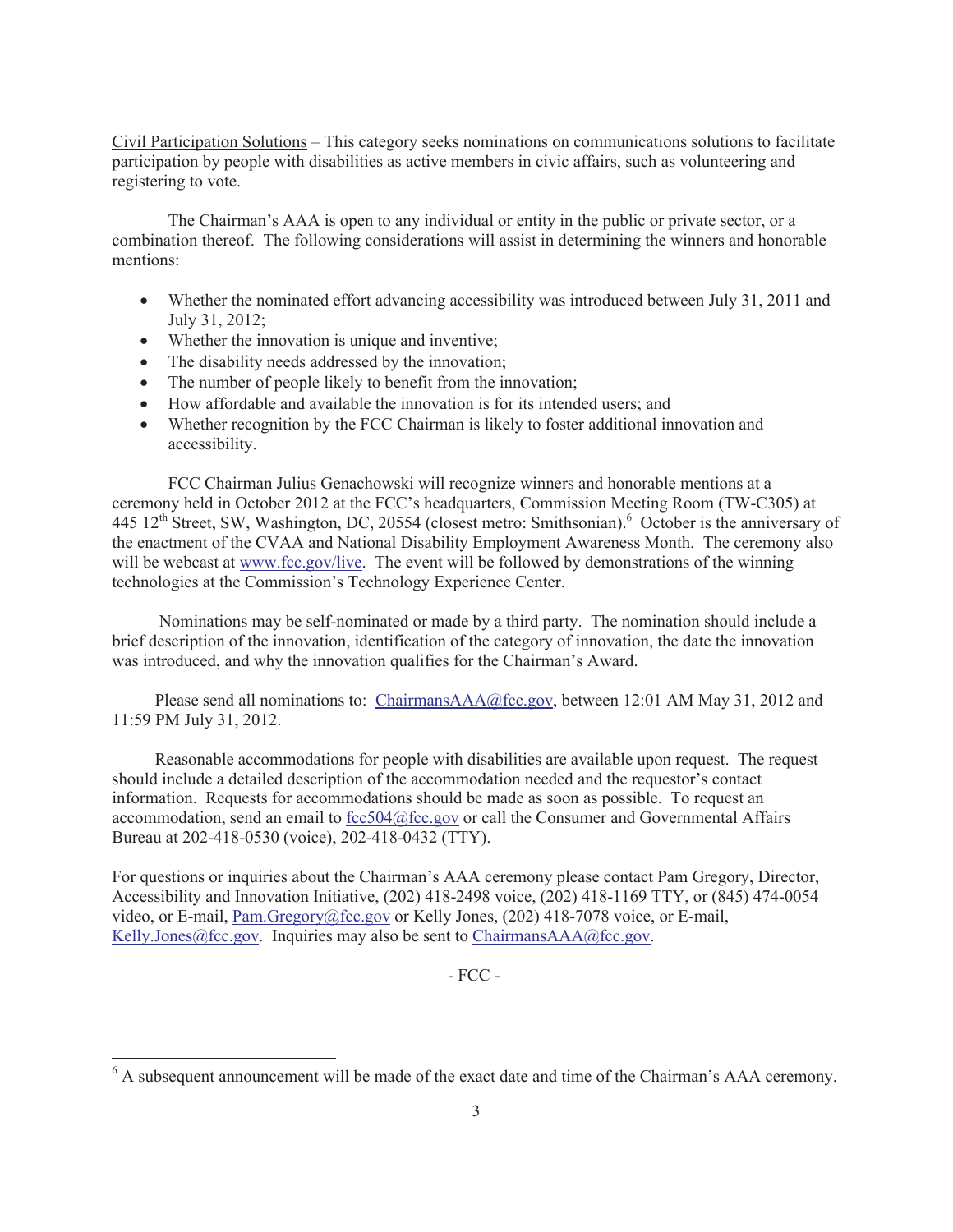Civil Participation Solutions – This category seeks nominations on communications solutions to facilitate participation by people with disabilities as active members in civic affairs, such as volunteering and registering to vote.

The Chairman's AAA is open to any individual or entity in the public or private sector, or a combination thereof. The following considerations will assist in determining the winners and honorable mentions:

- Whether the nominated effort advancing accessibility was introduced between July 31, 2011 and July 31, 2012;
- Whether the innovation is unique and inventive;
- The disability needs addressed by the innovation;
- The number of people likely to benefit from the innovation;
- How affordable and available the innovation is for its intended users; and
- Whether recognition by the FCC Chairman is likely to foster additional innovation and accessibility.

FCC Chairman Julius Genachowski will recognize winners and honorable mentions at a ceremony held in October 2012 at the FCC's headquarters, Commission Meeting Room (TW-C305) at 445 12th Street, SW, Washington, DC, 20554 (closest metro: Smithsonian).[6] October is the anniversary of the enactment of the CVAA and National Disability Employment Awareness Month. The ceremony also will be webcast at www.fcc.gov/live. The event will be followed by demonstrations of the winning technologies at the Commission's Technology Experience Center.

Nominations may be self-nominated or made by a third party. The nomination should include a brief description of the innovation, identification of the category of innovation, the date the innovation was introduced, and why the innovation qualifies for the Chairman's Award.

Please send all nominations to: ChairmansAAA@fcc.gov, between 12:01 AM May 31, 2012 and 11:59 PM July 31, 2012.

Reasonable accommodations for people with disabilities are available upon request. The request should include a detailed description of the accommodation needed and the requestor's contact information. Requests for accommodations should be made as soon as possible. To request an accommodation, send an email to fcc504@fcc.gov or call the Consumer and Governmental Affairs Bureau at 202-418-0530 (voice), 202-418-0432 (TTY).

For questions or inquiries about the Chairman's AAA ceremony please contact Pam Gregory, Director, Accessibility and Innovation Initiative, (202) 418-2498 voice, (202) 418-1169 TTY, or (845) 474-0054 video, or E-mail, Pam.Gregory@fcc.gov or Kelly Jones, (202) 418-7078 voice, or E-mail, Kelly.Jones@fcc.gov. Inquiries may also be sent to ChairmansAAA@fcc.gov.

\- FCC -

---

[6] A subsequent announcement will be made of the exact date and time of the Chairman's AAA ceremony.